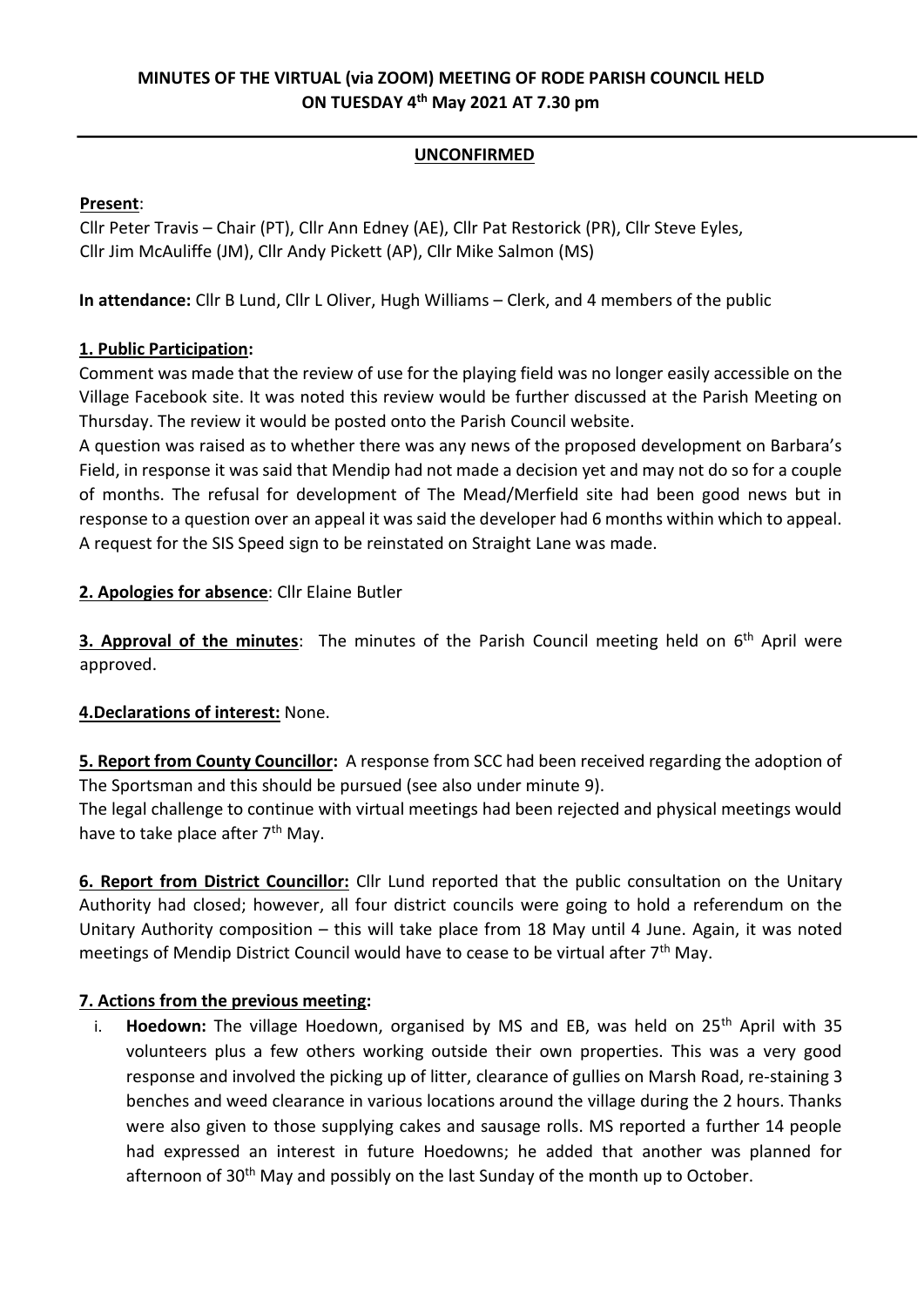**MINUTES OF THE VIRTUAL (via ZOOM) MEETING OF RODE PARISH COUNCIL HELD ON TUESDAY 4th May 2021 AT 7.30 pm**

**UNCONFIRMED**

**Present**:
Cllr Peter Travis – Chair (PT), Cllr Ann Edney (AE), Cllr Pat Restorick (PR), Cllr Steve Eyles, Cllr Jim McAuliffe (JM), Cllr Andy Pickett (AP), Cllr Mike Salmon (MS)

**In attendance:** Cllr B Lund, Cllr L Oliver, Hugh Williams – Clerk, and 4 members of the public

**1. Public Participation:**
Comment was made that the review of use for the playing field was no longer easily accessible on the Village Facebook site. It was noted this review would be further discussed at the Parish Meeting on Thursday. The review it would be posted onto the Parish Council website.
A question was raised as to whether there was any news of the proposed development on Barbara's Field, in response it was said that Mendip had not made a decision yet and may not do so for a couple of months. The refusal for development of The Mead/Merfield site had been good news but in response to a question over an appeal it was said the developer had 6 months within which to appeal.
A request for the SIS Speed sign to be reinstated on Straight Lane was made.

**2. Apologies for absence**: Cllr Elaine Butler

**3. Approval of the minutes**: The minutes of the Parish Council meeting held on 6th April were approved.

**4.Declarations of interest:** None.

**5. Report from County Councillor:** A response from SCC had been received regarding the adoption of The Sportsman and this should be pursued (see also under minute 9).
The legal challenge to continue with virtual meetings had been rejected and physical meetings would have to take place after 7th May.

**6. Report from District Councillor:** Cllr Lund reported that the public consultation on the Unitary Authority had closed; however, all four district councils were going to hold a referendum on the Unitary Authority composition – this will take place from 18 May until 4 June. Again, it was noted meetings of Mendip District Council would have to cease to be virtual after 7th May.

**7. Actions from the previous meeting:**

i. **Hoedown:** The village Hoedown, organised by MS and EB, was held on 25th April with 35 volunteers plus a few others working outside their own properties. This was a very good response and involved the picking up of litter, clearance of gullies on Marsh Road, re-staining 3 benches and weed clearance in various locations around the village during the 2 hours. Thanks were also given to those supplying cakes and sausage rolls. MS reported a further 14 people had expressed an interest in future Hoedowns; he added that another was planned for afternoon of 30th May and possibly on the last Sunday of the month up to October.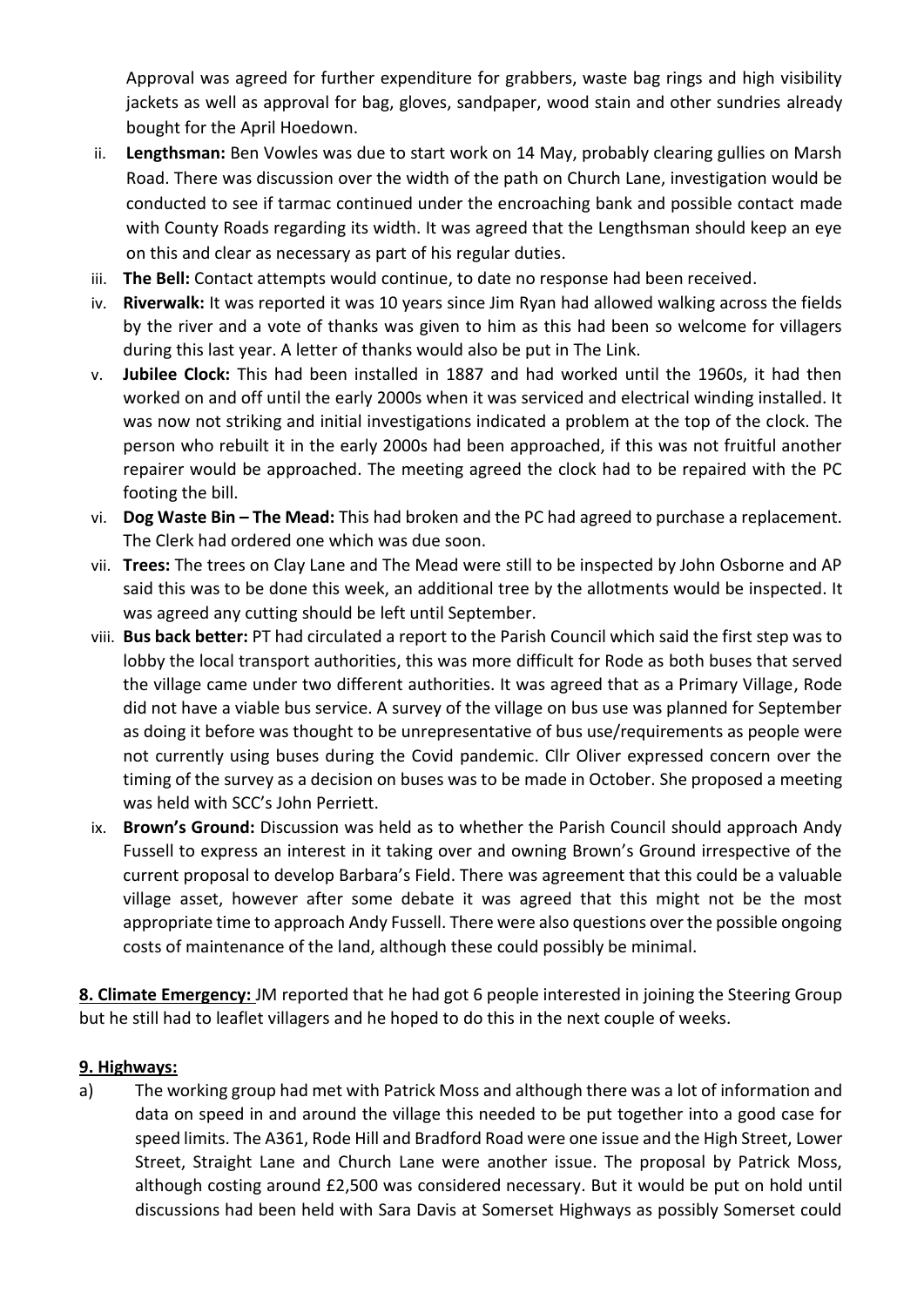Approval was agreed for further expenditure for grabbers, waste bag rings and high visibility jackets as well as approval for bag, gloves, sandpaper, wood stain and other sundries already bought for the April Hoedown.

ii. **Lengthsman:** Ben Vowles was due to start work on 14 May, probably clearing gullies on Marsh Road. There was discussion over the width of the path on Church Lane, investigation would be conducted to see if tarmac continued under the encroaching bank and possible contact made with County Roads regarding its width. It was agreed that the Lengthsman should keep an eye on this and clear as necessary as part of his regular duties.

iii. **The Bell:** Contact attempts would continue, to date no response had been received.

iv. **Riverwalk:** It was reported it was 10 years since Jim Ryan had allowed walking across the fields by the river and a vote of thanks was given to him as this had been so welcome for villagers during this last year. A letter of thanks would also be put in The Link.

v. **Jubilee Clock:** This had been installed in 1887 and had worked until the 1960s, it had then worked on and off until the early 2000s when it was serviced and electrical winding installed. It was now not striking and initial investigations indicated a problem at the top of the clock. The person who rebuilt it in the early 2000s had been approached, if this was not fruitful another repairer would be approached. The meeting agreed the clock had to be repaired with the PC footing the bill.

vi. **Dog Waste Bin – The Mead:** This had broken and the PC had agreed to purchase a replacement. The Clerk had ordered one which was due soon.

vii. **Trees:** The trees on Clay Lane and The Mead were still to be inspected by John Osborne and AP said this was to be done this week, an additional tree by the allotments would be inspected. It was agreed any cutting should be left until September.

viii. **Bus back better:** PT had circulated a report to the Parish Council which said the first step was to lobby the local transport authorities, this was more difficult for Rode as both buses that served the village came under two different authorities. It was agreed that as a Primary Village, Rode did not have a viable bus service. A survey of the village on bus use was planned for September as doing it before was thought to be unrepresentative of bus use/requirements as people were not currently using buses during the Covid pandemic. Cllr Oliver expressed concern over the timing of the survey as a decision on buses was to be made in October. She proposed a meeting was held with SCC's John Perriett.

ix. **Brown's Ground:** Discussion was held as to whether the Parish Council should approach Andy Fussell to express an interest in it taking over and owning Brown's Ground irrespective of the current proposal to develop Barbara's Field. There was agreement that this could be a valuable village asset, however after some debate it was agreed that this might not be the most appropriate time to approach Andy Fussell. There were also questions over the possible ongoing costs of maintenance of the land, although these could possibly be minimal.

**8. Climate Emergency:** JM reported that he had got 6 people interested in joining the Steering Group but he still had to leaflet villagers and he hoped to do this in the next couple of weeks.

**9. Highways:**

a) The working group had met with Patrick Moss and although there was a lot of information and data on speed in and around the village this needed to be put together into a good case for speed limits. The A361, Rode Hill and Bradford Road were one issue and the High Street, Lower Street, Straight Lane and Church Lane were another issue. The proposal by Patrick Moss, although costing around £2,500 was considered necessary. But it would be put on hold until discussions had been held with Sara Davis at Somerset Highways as possibly Somerset could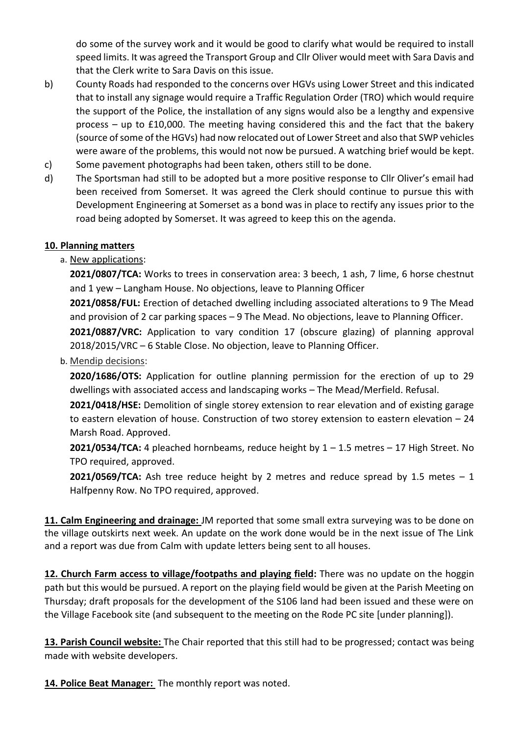do some of the survey work and it would be good to clarify what would be required to install speed limits. It was agreed the Transport Group and Cllr Oliver would meet with Sara Davis and that the Clerk write to Sara Davis on this issue.

b) County Roads had responded to the concerns over HGVs using Lower Street and this indicated that to install any signage would require a Traffic Regulation Order (TRO) which would require the support of the Police, the installation of any signs would also be a lengthy and expensive process – up to £10,000. The meeting having considered this and the fact that the bakery (source of some of the HGVs) had now relocated out of Lower Street and also that SWP vehicles were aware of the problems, this would not now be pursued. A watching brief would be kept.

c) Some pavement photographs had been taken, others still to be done.

d) The Sportsman had still to be adopted but a more positive response to Cllr Oliver's email had been received from Somerset. It was agreed the Clerk should continue to pursue this with Development Engineering at Somerset as a bond was in place to rectify any issues prior to the road being adopted by Somerset. It was agreed to keep this on the agenda.

**10. Planning matters**

a. New applications:

**2021/0807/TCA:** Works to trees in conservation area: 3 beech, 1 ash, 7 lime, 6 horse chestnut and 1 yew – Langham House. No objections, leave to Planning Officer

**2021/0858/FUL:** Erection of detached dwelling including associated alterations to 9 The Mead and provision of 2 car parking spaces – 9 The Mead. No objections, leave to Planning Officer.

**2021/0887/VRC:** Application to vary condition 17 (obscure glazing) of planning approval 2018/2015/VRC – 6 Stable Close. No objection, leave to Planning Officer.

b. Mendip decisions:

**2020/1686/OTS:** Application for outline planning permission for the erection of up to 29 dwellings with associated access and landscaping works – The Mead/Merfield. Refusal.

**2021/0418/HSE:** Demolition of single storey extension to rear elevation and of existing garage to eastern elevation of house. Construction of two storey extension to eastern elevation – 24 Marsh Road. Approved.

**2021/0534/TCA:** 4 pleached hornbeams, reduce height by 1 – 1.5 metres – 17 High Street. No TPO required, approved.

**2021/0569/TCA:** Ash tree reduce height by 2 metres and reduce spread by 1.5 metes – 1 Halfpenny Row. No TPO required, approved.

**11. Calm Engineering and drainage:** JM reported that some small extra surveying was to be done on the village outskirts next week. An update on the work done would be in the next issue of The Link and a report was due from Calm with update letters being sent to all houses.

**12. Church Farm access to village/footpaths and playing field:** There was no update on the hoggin path but this would be pursued. A report on the playing field would be given at the Parish Meeting on Thursday; draft proposals for the development of the S106 land had been issued and these were on the Village Facebook site (and subsequent to the meeting on the Rode PC site [under planning]).

**13. Parish Council website:** The Chair reported that this still had to be progressed; contact was being made with website developers.

**14. Police Beat Manager:** The monthly report was noted.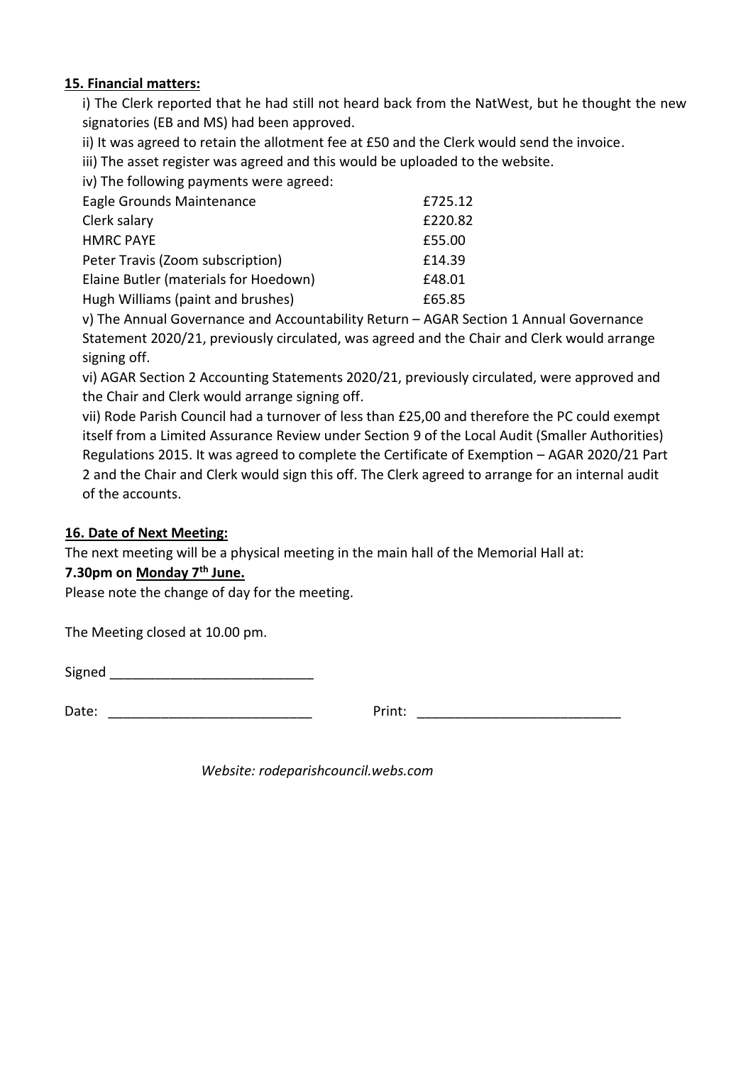**15. Financial matters:**

i) The Clerk reported that he had still not heard back from the NatWest, but he thought the new signatories (EB and MS) had been approved.

ii) It was agreed to retain the allotment fee at £50 and the Clerk would send the invoice.

iii) The asset register was agreed and this would be uploaded to the website.

iv) The following payments were agreed:

| | |
|---|---|
| Eagle Grounds Maintenance | £725.12 |
| Clerk salary | £220.82 |
| HMRC PAYE | £55.00 |
| Peter Travis (Zoom subscription) | £14.39 |
| Elaine Butler (materials for Hoedown) | £48.01 |
| Hugh Williams (paint and brushes) | £65.85 |

v) The Annual Governance and Accountability Return – AGAR Section 1 Annual Governance Statement 2020/21, previously circulated, was agreed and the Chair and Clerk would arrange signing off.

vi) AGAR Section 2 Accounting Statements 2020/21, previously circulated, were approved and the Chair and Clerk would arrange signing off.

vii) Rode Parish Council had a turnover of less than £25,00 and therefore the PC could exempt itself from a Limited Assurance Review under Section 9 of the Local Audit (Smaller Authorities) Regulations 2015. It was agreed to complete the Certificate of Exemption – AGAR 2020/21 Part 2 and the Chair and Clerk would sign this off. The Clerk agreed to arrange for an internal audit of the accounts.

**16. Date of Next Meeting:**

The next meeting will be a physical meeting in the main hall of the Memorial Hall at:

**7.30pm on Monday 7th June.**

Please note the change of day for the meeting.

The Meeting closed at 10.00 pm.

Signed ___________________________

Date: ___________________________ Print: ___________________________

*Website: rodeparishcouncil.webs.com*